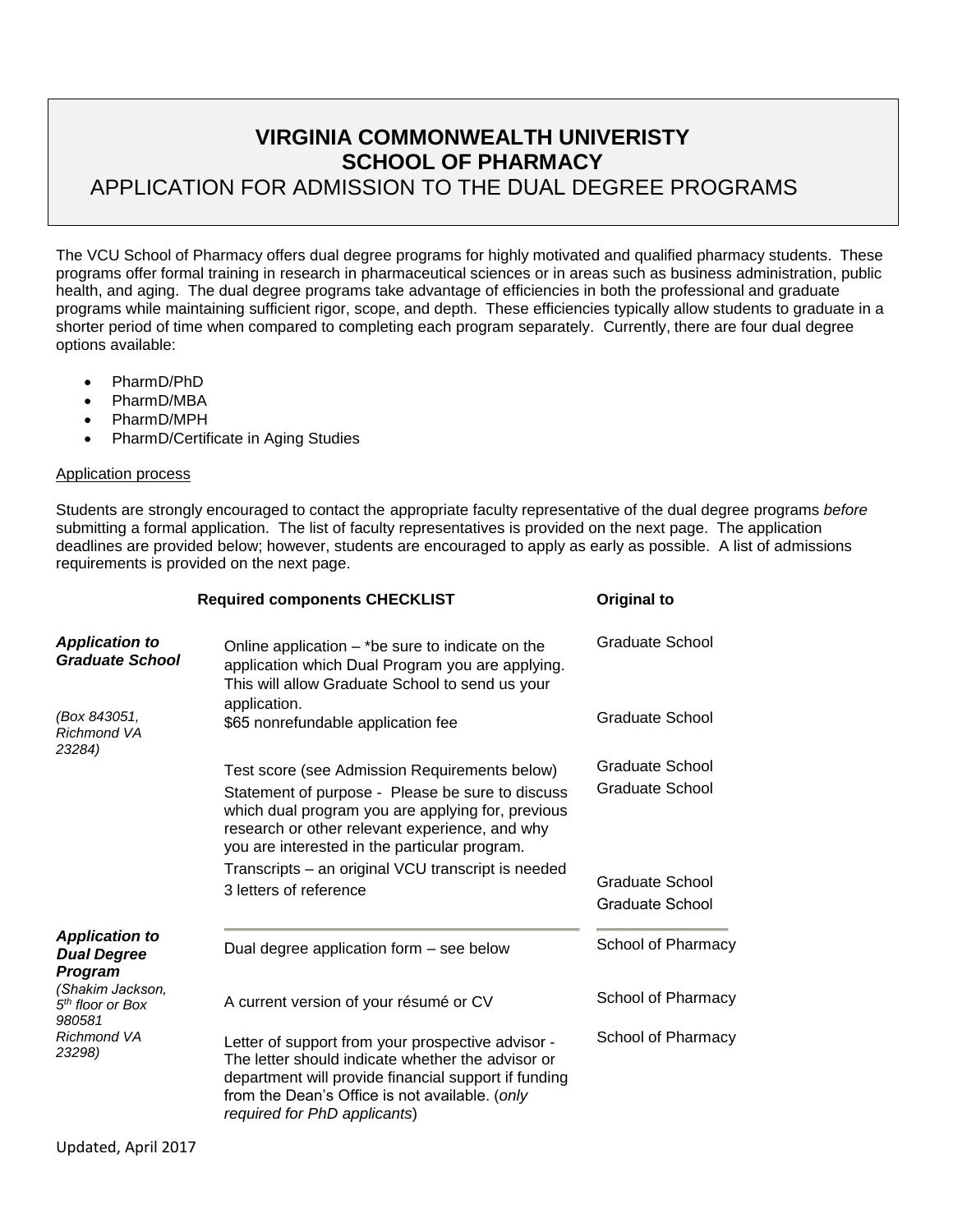# VIRGINIA COMMONWEALTH UNIVERISTY
# SCHOOL OF PHARMACY
## APPLICATION FOR ADMISSION TO THE DUAL DEGREE PROGRAMS

The VCU School of Pharmacy offers dual degree programs for highly motivated and qualified pharmacy students. These programs offer formal training in research in pharmaceutical sciences or in areas such as business administration, public health, and aging. The dual degree programs take advantage of efficiencies in both the professional and graduate programs while maintaining sufficient rigor, scope, and depth. These efficiencies typically allow students to graduate in a shorter period of time when compared to completing each program separately. Currently, there are four dual degree options available:

- PharmD/PhD
- PharmD/MBA
- PharmD/MPH
- PharmD/Certificate in Aging Studies

Application process

Students are strongly encouraged to contact the appropriate faculty representative of the dual degree programs *before* submitting a formal application. The list of faculty representatives is provided on the next page. The application deadlines are provided below; however, students are encouraged to apply as early as possible. A list of admissions requirements is provided on the next page.

| | **Required components CHECKLIST** | **Original to** |
| --- | --- | --- |
| ***Application to Graduate School*** *(Box 843051, Richmond VA 23284)* | Online application – *be sure to indicate on the application which Dual Program you are applying. This will allow Graduate School to send us your application. | Graduate School |
| | $65 nonrefundable application fee | Graduate School |
| | Test score (see Admission Requirements below) | Graduate School |
| | Statement of purpose - Please be sure to discuss which dual program you are applying for, previous research or other relevant experience, and why you are interested in the particular program. | Graduate School |
| | Transcripts – an original VCU transcript is needed | Graduate School |
| | 3 letters of reference | Graduate School |
| ***Application to Dual Degree Program*** *(Shakim Jackson, 5th floor or Box 980581 Richmond VA 23298)* | Dual degree application form – see below | School of Pharmacy |
| | A current version of your résumé or CV | School of Pharmacy |
| | Letter of support from your prospective advisor - The letter should indicate whether the advisor or department will provide financial support if funding from the Dean's Office is not available. (*only required for PhD applicants*) | School of Pharmacy |

Updated, April 2017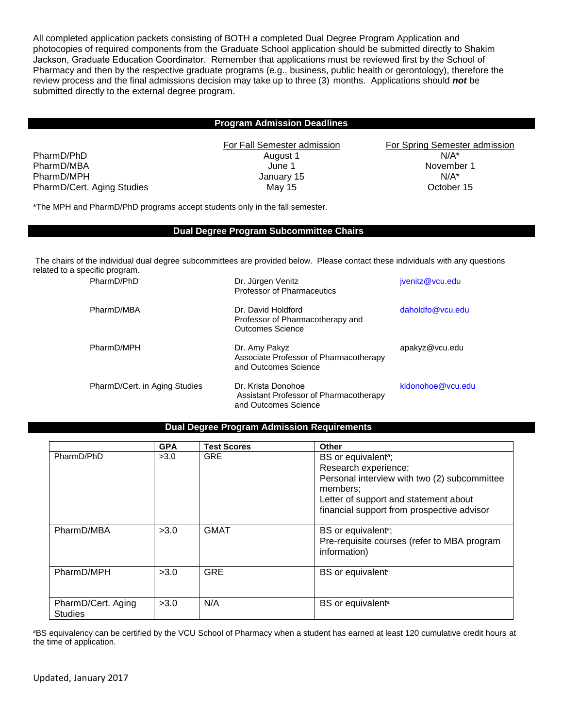All completed application packets consisting of BOTH a completed Dual Degree Program Application and photocopies of required components from the Graduate School application should be submitted directly to Shakim Jackson, Graduate Education Coordinator. Remember that applications must be reviewed first by the School of Pharmacy and then by the respective graduate programs (e.g., business, public health or gerontology), therefore the review process and the final admissions decision may take up to three (3) months. Applications should ***not*** be submitted directly to the external degree program.

## Program Admission Deadlines

| | For Fall Semester admission | For Spring Semester admission |
|---|---|---|
| PharmD/PhD | August 1 | N/A* |
| PharmD/MBA | June 1 | November 1 |
| PharmD/MPH | January 15 | N/A* |
| PharmD/Cert. Aging Studies | May 15 | October 15 |

*The MPH and PharmD/PhD programs accept students only in the fall semester.

## Dual Degree Program Subcommittee Chairs

The chairs of the individual dual degree subcommittees are provided below. Please contact these individuals with any questions related to a specific program.

| | | |
|---|---|---|
| PharmD/PhD | Dr. Jürgen Venitz<br>Professor of Pharmaceutics | jvenitz@vcu.edu |
| PharmD/MBA | Dr. David Holdford<br>Professor of Pharmacotherapy and Outcomes Science | daholdfo@vcu.edu |
| PharmD/MPH | Dr. Amy Pakyz<br>Associate Professor of Pharmacotherapy and Outcomes Science | apakyz@vcu.edu |
| PharmD/Cert. in Aging Studies | Dr. Krista Donohoe<br>Assistant Professor of Pharmacotherapy and Outcomes Science | kldonohoe@vcu.edu |

## Dual Degree Program Admission Requirements

| | GPA | Test Scores | Other |
|---|---|---|---|
| PharmD/PhD | >3.0 | GRE | BS or equivalent[a];<br>Research experience;<br>Personal interview with two (2) subcommittee members;<br>Letter of support and statement about financial support from prospective advisor |
| PharmD/MBA | >3.0 | GMAT | BS or equivalent[a];<br>Pre-requisite courses (refer to MBA program information) |
| PharmD/MPH | >3.0 | GRE | BS or equivalent[a] |
| PharmD/Cert. Aging Studies | >3.0 | N/A | BS or equivalent[a] |

[a]BS equivalency can be certified by the VCU School of Pharmacy when a student has earned at least 120 cumulative credit hours at the time of application.

Updated, January 2017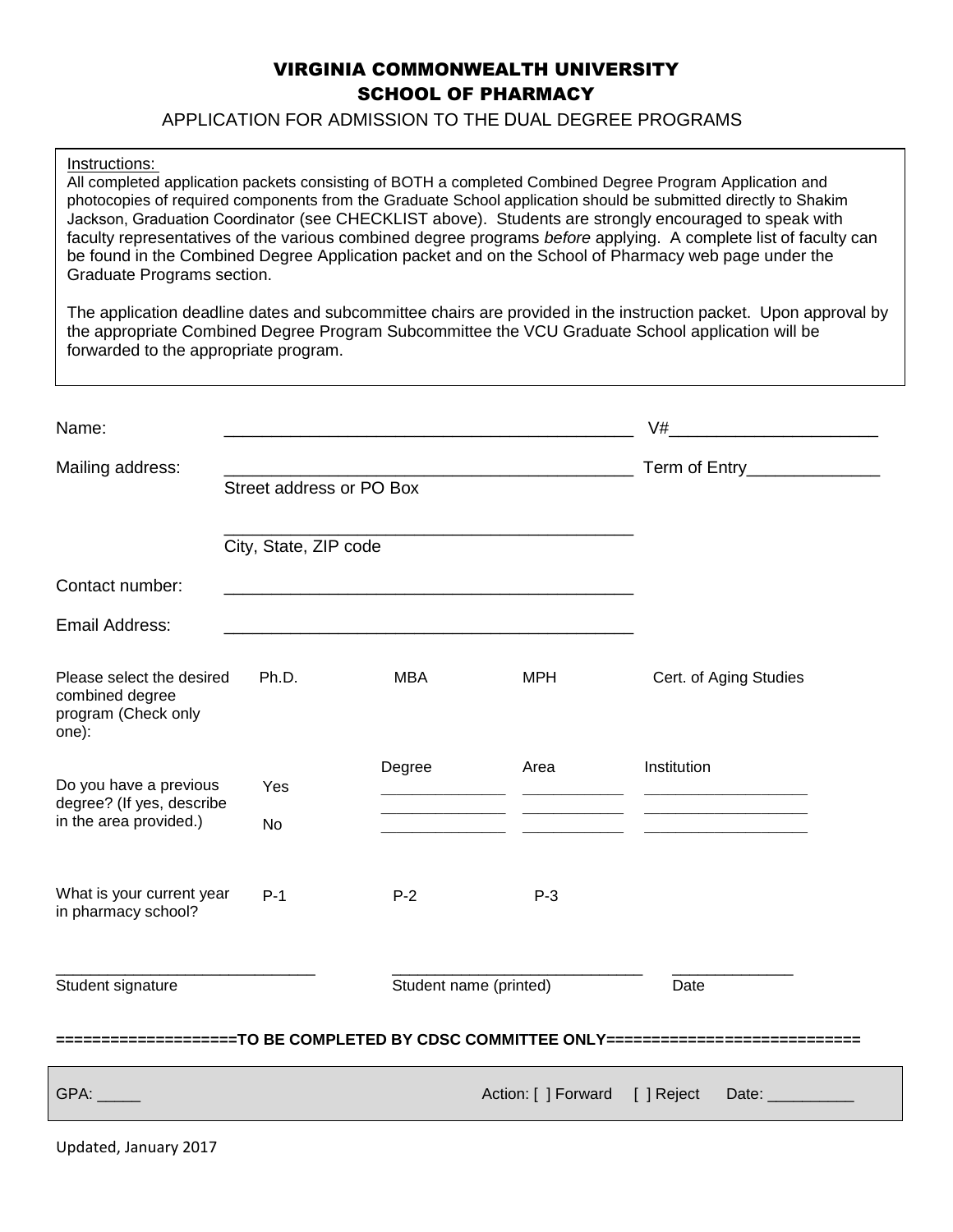# VIRGINIA COMMONWEALTH UNIVERSITY
# SCHOOL OF PHARMACY

APPLICATION FOR ADMISSION TO THE DUAL DEGREE PROGRAMS

Instructions:

All completed application packets consisting of BOTH a completed Combined Degree Program Application and photocopies of required components from the Graduate School application should be submitted directly to Shakim Jackson, Graduation Coordinator (see CHECKLIST above). Students are strongly encouraged to speak with faculty representatives of the various combined degree programs *before* applying. A complete list of faculty can be found in the Combined Degree Application packet and on the School of Pharmacy web page under the Graduate Programs section.

The application deadline dates and subcommittee chairs are provided in the instruction packet. Upon approval by the appropriate Combined Degree Program Subcommittee the VCU Graduate School application will be forwarded to the appropriate program.

Name: ____________________________________________ V#_____________________

Mailing address: ____________________________________________ Term of Entry______________

Street address or PO Box

____________________________________________

City, State, ZIP code

Contact number: ____________________________________________

Email Address: ____________________________________________

Please select the desired combined degree program (Check only one): Ph.D. MBA MPH Cert. of Aging Studies

| | | Degree | Area | Institution |
|---|---|---|---|---|
| Do you have a previous degree? (If yes, describe in the area provided.) | Yes | ______________ | ____________ | ___________________ |
| | | ______________ | ____________ | ___________________ |
| | No | ______________ | ____________ | ___________________ |

What is your current year in pharmacy school? P-1 P-2 P-3

______________________________ ____________________________ ______________

Student signature Student name (printed) Date

**===================TO BE COMPLETED BY CDSC COMMITTEE ONLY===========================**

GPA: _____ Action: [ ] Forward [ ] Reject Date: __________

Updated, January 2017